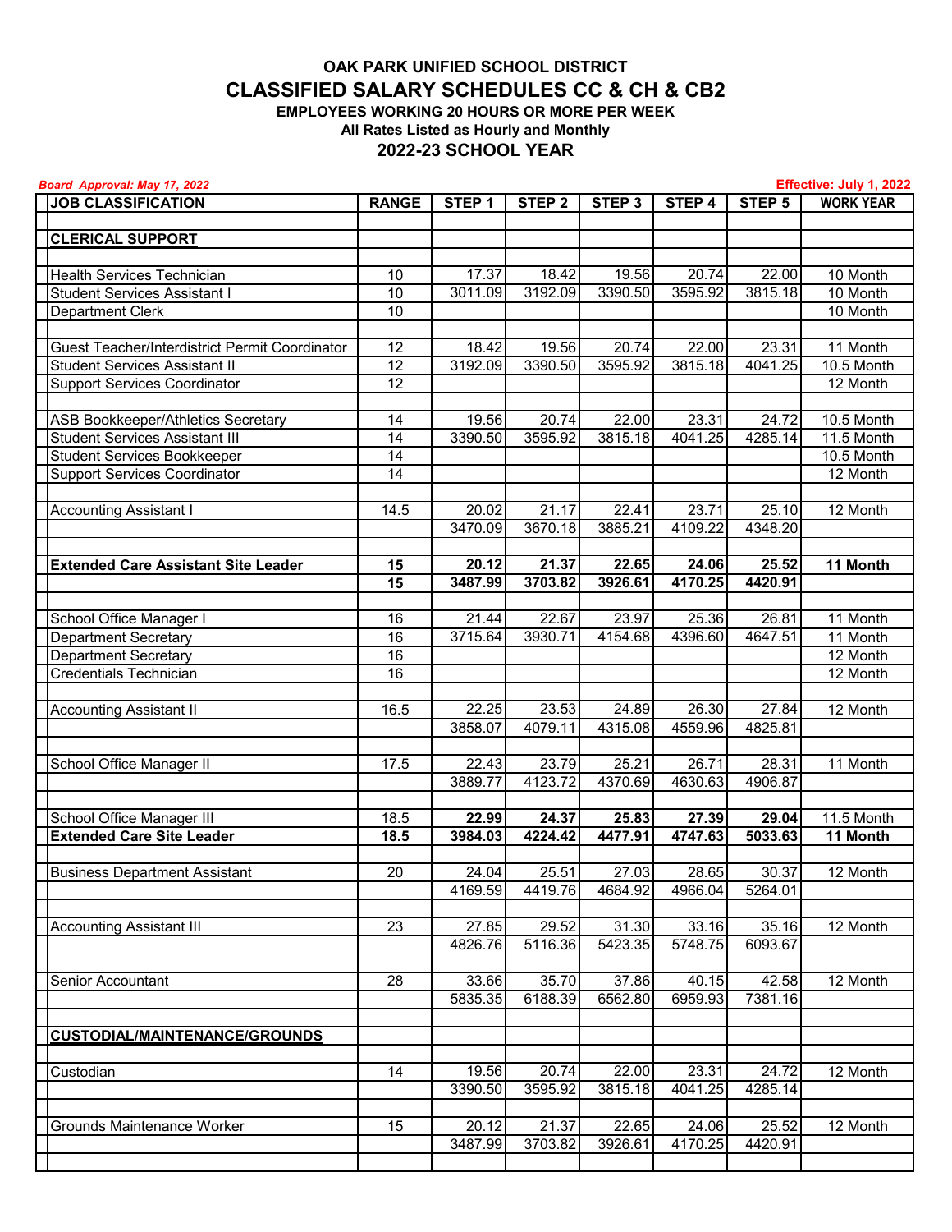# OAK PARK UNIFIED SCHOOL DISTRICT

## CLASSIFIED SALARY SCHEDULES CC & CH & CB2

**EMPLOYEES WORKING 20 HOURS OR MORE PER WEEK**

**All Rates Listed as Hourly and Monthly**

**2022-23 SCHOOL YEAR**

*Board Approval: May 17, 2022* — *Effective: July 1, 2022*

| JOB CLASSIFICATION | RANGE | STEP 1 | STEP 2 | STEP 3 | STEP 4 | STEP 5 | WORK YEAR |
|---|---|---|---|---|---|---|---|
| | | | | | | | |
| **CLERICAL SUPPORT** | | | | | | | |
| | | | | | | | |
| Health Services Technician | 10 | 17.37 | 18.42 | 19.56 | 20.74 | 22.00 | 10 Month |
| Student Services Assistant I | 10 | 3011.09 | 3192.09 | 3390.50 | 3595.92 | 3815.18 | 10 Month |
| Department Clerk | 10 | | | | | | 10 Month |
| | | | | | | | |
| Guest Teacher/Interdistrict Permit Coordinator | 12 | 18.42 | 19.56 | 20.74 | 22.00 | 23.31 | 11 Month |
| Student Services Assistant II | 12 | 3192.09 | 3390.50 | 3595.92 | 3815.18 | 4041.25 | 10.5 Month |
| Support Services Coordinator | 12 | | | | | | 12 Month |
| | | | | | | | |
| ASB Bookkeeper/Athletics Secretary | 14 | 19.56 | 20.74 | 22.00 | 23.31 | 24.72 | 10.5 Month |
| Student Services Assistant III | 14 | 3390.50 | 3595.92 | 3815.18 | 4041.25 | 4285.14 | 11.5 Month |
| Student Services Bookkeeper | 14 | | | | | | 10.5 Month |
| Support Services Coordinator | 14 | | | | | | 12 Month |
| | | | | | | | |
| Accounting Assistant I | 14.5 | 20.02 | 21.17 | 22.41 | 23.71 | 25.10 | 12 Month |
| | | 3470.09 | 3670.18 | 3885.21 | 4109.22 | 4348.20 | |
| | | | | | | | |
| **Extended Care Assistant Site Leader** | **15** | **20.12** | **21.37** | **22.65** | **24.06** | **25.52** | **11 Month** |
| | **15** | **3487.99** | **3703.82** | **3926.61** | **4170.25** | **4420.91** | |
| | | | | | | | |
| School Office Manager I | 16 | 21.44 | 22.67 | 23.97 | 25.36 | 26.81 | 11 Month |
| Department Secretary | 16 | 3715.64 | 3930.71 | 4154.68 | 4396.60 | 4647.51 | 11 Month |
| Department Secretary | 16 | | | | | | 12 Month |
| Credentials Technician | 16 | | | | | | 12 Month |
| | | | | | | | |
| Accounting Assistant II | 16.5 | 22.25 | 23.53 | 24.89 | 26.30 | 27.84 | 12 Month |
| | | 3858.07 | 4079.11 | 4315.08 | 4559.96 | 4825.81 | |
| | | | | | | | |
| School Office Manager II | 17.5 | 22.43 | 23.79 | 25.21 | 26.71 | 28.31 | 11 Month |
| | | 3889.77 | 4123.72 | 4370.69 | 4630.63 | 4906.87 | |
| | | | | | | | |
| School Office Manager III | 18.5 | **22.99** | **24.37** | **25.83** | **27.39** | **29.04** | 11.5 Month |
| **Extended Care Site Leader** | **18.5** | **3984.03** | **4224.42** | **4477.91** | **4747.63** | **5033.63** | **11 Month** |
| | | | | | | | |
| Business Department Assistant | 20 | 24.04 | 25.51 | 27.03 | 28.65 | 30.37 | 12 Month |
| | | 4169.59 | 4419.76 | 4684.92 | 4966.04 | 5264.01 | |
| | | | | | | | |
| Accounting Assistant III | 23 | 27.85 | 29.52 | 31.30 | 33.16 | 35.16 | 12 Month |
| | | 4826.76 | 5116.36 | 5423.35 | 5748.75 | 6093.67 | |
| | | | | | | | |
| Senior Accountant | 28 | 33.66 | 35.70 | 37.86 | 40.15 | 42.58 | 12 Month |
| | | 5835.35 | 6188.39 | 6562.80 | 6959.93 | 7381.16 | |
| | | | | | | | |
| **CUSTODIAL/MAINTENANCE/GROUNDS** | | | | | | | |
| | | | | | | | |
| Custodian | 14 | 19.56 | 20.74 | 22.00 | 23.31 | 24.72 | 12 Month |
| | | 3390.50 | 3595.92 | 3815.18 | 4041.25 | 4285.14 | |
| | | | | | | | |
| Grounds Maintenance Worker | 15 | 20.12 | 21.37 | 22.65 | 24.06 | 25.52 | 12 Month |
| | | 3487.99 | 3703.82 | 3926.61 | 4170.25 | 4420.91 | |
| | | | | | | | |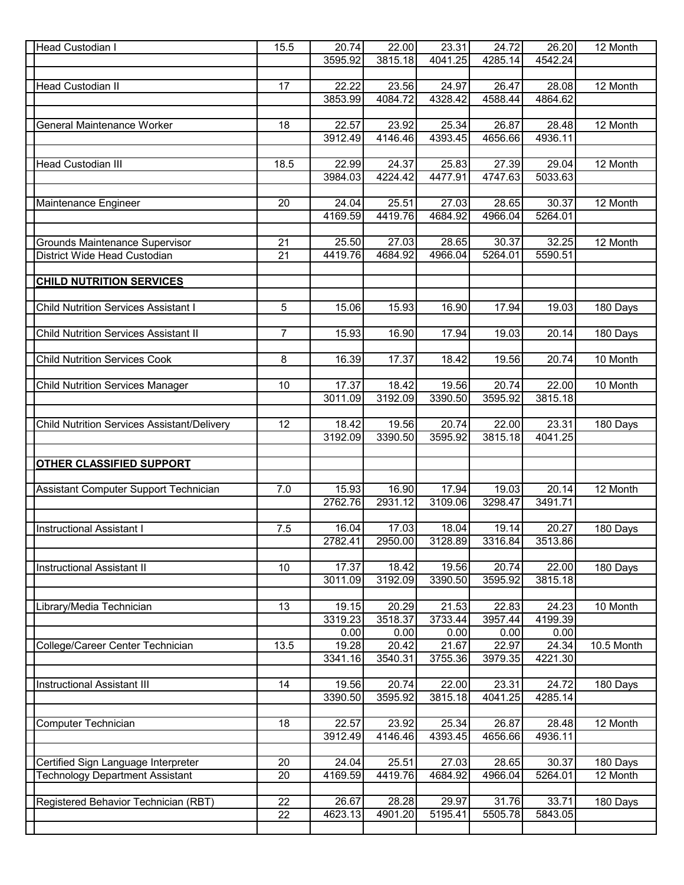| | | | | | | | |
|---|---|---|---|---|---|---|---|
| Head Custodian I | 15.5 | 20.74 | 22.00 | 23.31 | 24.72 | 26.20 | 12 Month |
| | | 3595.92 | 3815.18 | 4041.25 | 4285.14 | 4542.24 | |
| | | | | | | | |
| Head Custodian II | 17 | 22.22 | 23.56 | 24.97 | 26.47 | 28.08 | 12 Month |
| | | 3853.99 | 4084.72 | 4328.42 | 4588.44 | 4864.62 | |
| | | | | | | | |
| General Maintenance Worker | 18 | 22.57 | 23.92 | 25.34 | 26.87 | 28.48 | 12 Month |
| | | 3912.49 | 4146.46 | 4393.45 | 4656.66 | 4936.11 | |
| | | | | | | | |
| Head Custodian III | 18.5 | 22.99 | 24.37 | 25.83 | 27.39 | 29.04 | 12 Month |
| | | 3984.03 | 4224.42 | 4477.91 | 4747.63 | 5033.63 | |
| | | | | | | | |
| Maintenance Engineer | 20 | 24.04 | 25.51 | 27.03 | 28.65 | 30.37 | 12 Month |
| | | 4169.59 | 4419.76 | 4684.92 | 4966.04 | 5264.01 | |
| | | | | | | | |
| Grounds Maintenance Supervisor | 21 | 25.50 | 27.03 | 28.65 | 30.37 | 32.25 | 12 Month |
| District Wide Head Custodian | 21 | 4419.76 | 4684.92 | 4966.04 | 5264.01 | 5590.51 | |
| | | | | | | | |
| **CHILD NUTRITION SERVICES** | | | | | | | |
| | | | | | | | |
| Child Nutrition Services Assistant I | 5 | 15.06 | 15.93 | 16.90 | 17.94 | 19.03 | 180 Days |
| | | | | | | | |
| Child Nutrition Services Assistant II | 7 | 15.93 | 16.90 | 17.94 | 19.03 | 20.14 | 180 Days |
| | | | | | | | |
| Child Nutrition Services Cook | 8 | 16.39 | 17.37 | 18.42 | 19.56 | 20.74 | 10 Month |
| | | | | | | | |
| Child Nutrition Services Manager | 10 | 17.37 | 18.42 | 19.56 | 20.74 | 22.00 | 10 Month |
| | | 3011.09 | 3192.09 | 3390.50 | 3595.92 | 3815.18 | |
| | | | | | | | |
| Child Nutrition Services Assistant/Delivery | 12 | 18.42 | 19.56 | 20.74 | 22.00 | 23.31 | 180 Days |
| | | 3192.09 | 3390.50 | 3595.92 | 3815.18 | 4041.25 | |
| | | | | | | | |
| **OTHER CLASSIFIED SUPPORT** | | | | | | | |
| | | | | | | | |
| Assistant Computer Support Technician | 7.0 | 15.93 | 16.90 | 17.94 | 19.03 | 20.14 | 12 Month |
| | | 2762.76 | 2931.12 | 3109.06 | 3298.47 | 3491.71 | |
| | | | | | | | |
| Instructional Assistant I | 7.5 | 16.04 | 17.03 | 18.04 | 19.14 | 20.27 | 180 Days |
| | | 2782.41 | 2950.00 | 3128.89 | 3316.84 | 3513.86 | |
| | | | | | | | |
| Instructional Assistant II | 10 | 17.37 | 18.42 | 19.56 | 20.74 | 22.00 | 180 Days |
| | | 3011.09 | 3192.09 | 3390.50 | 3595.92 | 3815.18 | |
| | | | | | | | |
| Library/Media Technician | 13 | 19.15 | 20.29 | 21.53 | 22.83 | 24.23 | 10 Month |
| | | 3319.23 | 3518.37 | 3733.44 | 3957.44 | 4199.39 | |
| | | 0.00 | 0.00 | 0.00 | 0.00 | 0.00 | |
| College/Career Center Technician | 13.5 | 19.28 | 20.42 | 21.67 | 22.97 | 24.34 | 10.5 Month |
| | | 3341.16 | 3540.31 | 3755.36 | 3979.35 | 4221.30 | |
| | | | | | | | |
| Instructional Assistant III | 14 | 19.56 | 20.74 | 22.00 | 23.31 | 24.72 | 180 Days |
| | | 3390.50 | 3595.92 | 3815.18 | 4041.25 | 4285.14 | |
| | | | | | | | |
| Computer Technician | 18 | 22.57 | 23.92 | 25.34 | 26.87 | 28.48 | 12 Month |
| | | 3912.49 | 4146.46 | 4393.45 | 4656.66 | 4936.11 | |
| | | | | | | | |
| Certified Sign Language Interpreter | 20 | 24.04 | 25.51 | 27.03 | 28.65 | 30.37 | 180 Days |
| Technology Department Assistant | 20 | 4169.59 | 4419.76 | 4684.92 | 4966.04 | 5264.01 | 12 Month |
| | | | | | | | |
| Registered Behavior Technician (RBT) | 22 | 26.67 | 28.28 | 29.97 | 31.76 | 33.71 | 180 Days |
| | 22 | 4623.13 | 4901.20 | 5195.41 | 5505.78 | 5843.05 | |
| | | | | | | | |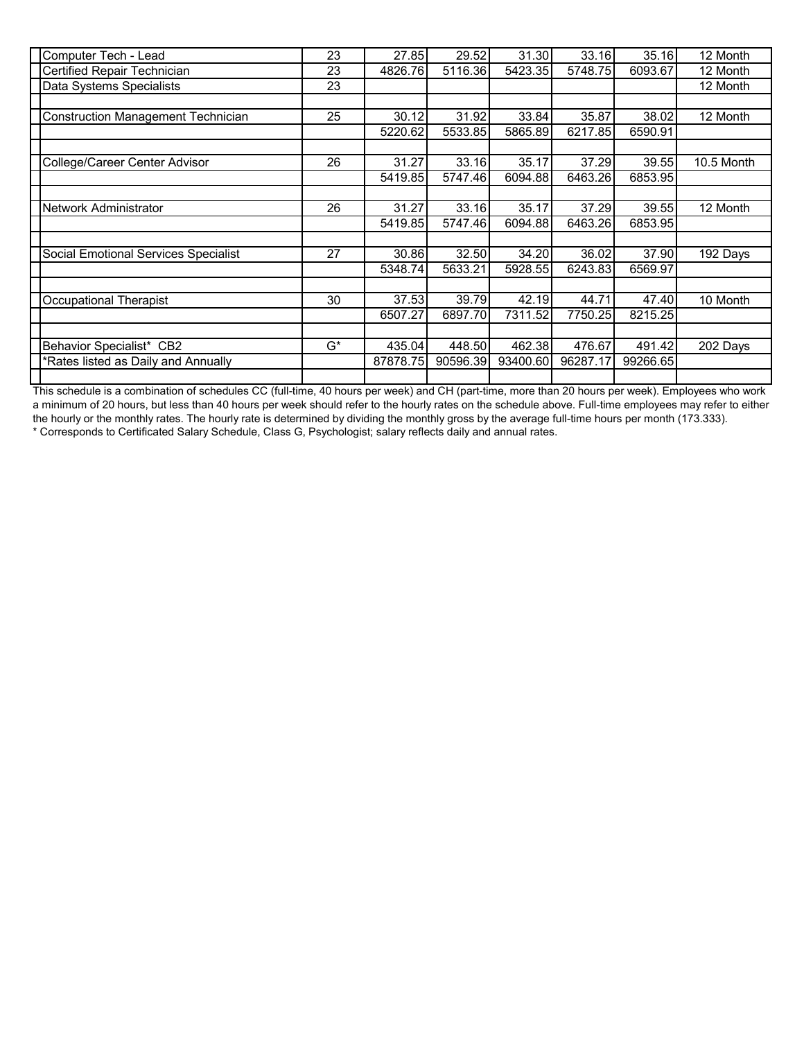| | | | | | | | |
|---|---|---|---|---|---|---|---|
| Computer Tech - Lead | 23 | 27.85 | 29.52 | 31.30 | 33.16 | 35.16 | 12 Month |
| Certified Repair Technician | 23 | 4826.76 | 5116.36 | 5423.35 | 5748.75 | 6093.67 | 12 Month |
| Data Systems Specialists | 23 | | | | | | 12 Month |
| | | | | | | | |
| Construction Management Technician | 25 | 30.12 | 31.92 | 33.84 | 35.87 | 38.02 | 12 Month |
| | | 5220.62 | 5533.85 | 5865.89 | 6217.85 | 6590.91 | |
| | | | | | | | |
| College/Career Center Advisor | 26 | 31.27 | 33.16 | 35.17 | 37.29 | 39.55 | 10.5 Month |
| | | 5419.85 | 5747.46 | 6094.88 | 6463.26 | 6853.95 | |
| | | | | | | | |
| Network Administrator | 26 | 31.27 | 33.16 | 35.17 | 37.29 | 39.55 | 12 Month |
| | | 5419.85 | 5747.46 | 6094.88 | 6463.26 | 6853.95 | |
| | | | | | | | |
| Social Emotional Services Specialist | 27 | 30.86 | 32.50 | 34.20 | 36.02 | 37.90 | 192 Days |
| | | 5348.74 | 5633.21 | 5928.55 | 6243.83 | 6569.97 | |
| | | | | | | | |
| Occupational Therapist | 30 | 37.53 | 39.79 | 42.19 | 44.71 | 47.40 | 10 Month |
| | | 6507.27 | 6897.70 | 7311.52 | 7750.25 | 8215.25 | |
| | | | | | | | |
| Behavior Specialist* CB2 | G* | 435.04 | 448.50 | 462.38 | 476.67 | 491.42 | 202 Days |
| *Rates listed as Daily and Annually | | 87878.75 | 90596.39 | 93400.60 | 96287.17 | 99266.65 | |
| | | | | | | | |

This schedule is a combination of schedules CC (full-time, 40 hours per week) and CH (part-time, more than 20 hours per week). Employees who work a minimum of 20 hours, but less than 40 hours per week should refer to the hourly rates on the schedule above. Full-time employees may refer to either the hourly or the monthly rates. The hourly rate is determined by dividing the monthly gross by the average full-time hours per month (173.333).

* Corresponds to Certificated Salary Schedule, Class G, Psychologist; salary reflects daily and annual rates.